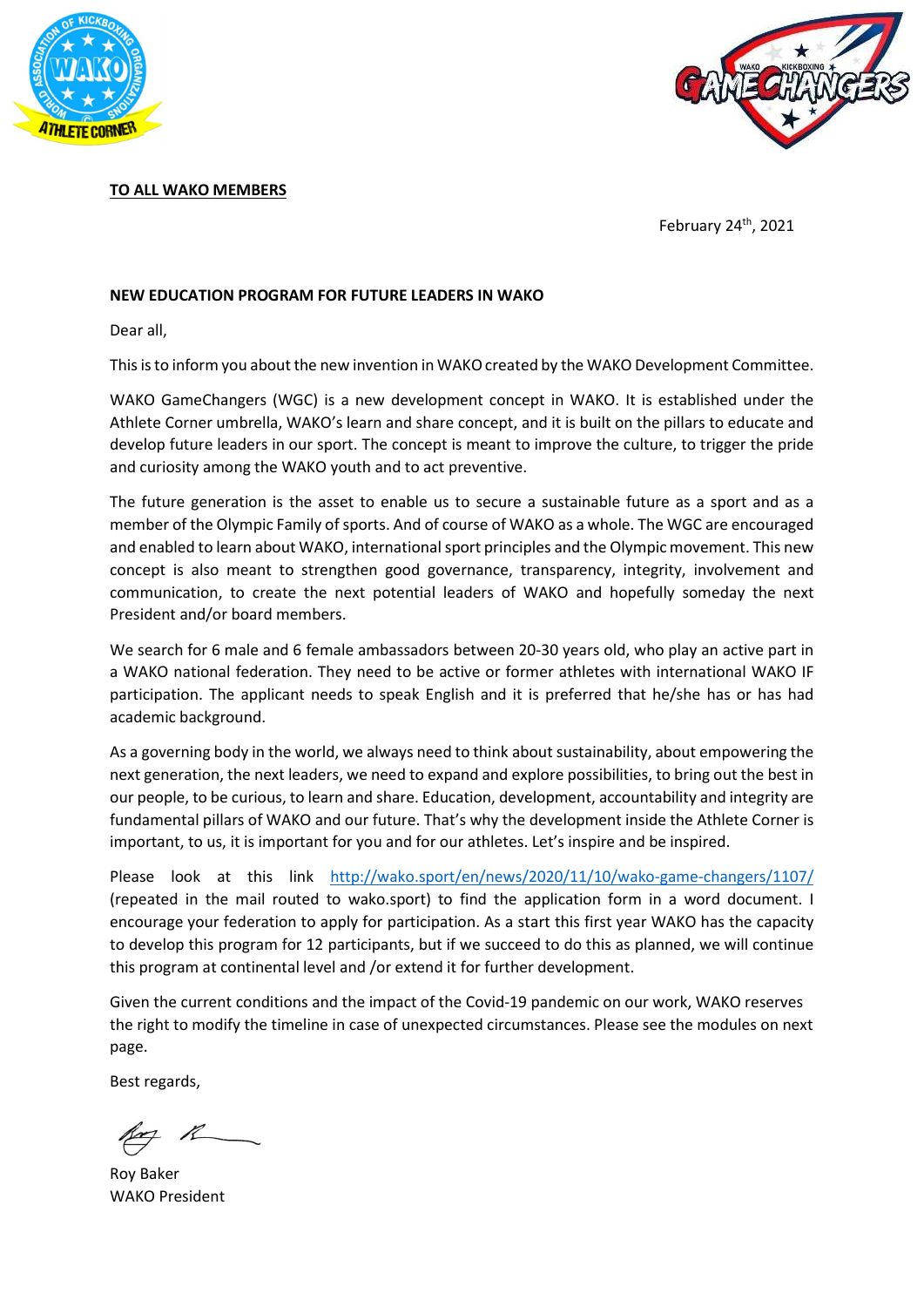**TO ALL WAKO MEMBERS**

February 24th, 2021

**NEW EDUCATION PROGRAM FOR FUTURE LEADERS IN WAKO**

Dear all,

This is to inform you about the new invention in WAKO created by the WAKO Development Committee.

WAKO GameChangers (WGC) is a new development concept in WAKO. It is established under the Athlete Corner umbrella, WAKO's learn and share concept, and it is built on the pillars to educate and develop future leaders in our sport. The concept is meant to improve the culture, to trigger the pride and curiosity among the WAKO youth and to act preventive.

The future generation is the asset to enable us to secure a sustainable future as a sport and as a member of the Olympic Family of sports. And of course of WAKO as a whole. The WGC are encouraged and enabled to learn about WAKO, international sport principles and the Olympic movement. This new concept is also meant to strengthen good governance, transparency, integrity, involvement and communication, to create the next potential leaders of WAKO and hopefully someday the next President and/or board members.

We search for 6 male and 6 female ambassadors between 20-30 years old, who play an active part in a WAKO national federation. They need to be active or former athletes with international WAKO IF participation. The applicant needs to speak English and it is preferred that he/she has or has had academic background.

As a governing body in the world, we always need to think about sustainability, about empowering the next generation, the next leaders, we need to expand and explore possibilities, to bring out the best in our people, to be curious, to learn and share. Education, development, accountability and integrity are fundamental pillars of WAKO and our future. That's why the development inside the Athlete Corner is important, to us, it is important for you and for our athletes. Let's inspire and be inspired.

Please look at this link http://wako.sport/en/news/2020/11/10/wako-game-changers/1107/ (repeated in the mail routed to wako.sport) to find the application form in a word document. I encourage your federation to apply for participation. As a start this first year WAKO has the capacity to develop this program for 12 participants, but if we succeed to do this as planned, we will continue this program at continental level and /or extend it for further development.

Given the current conditions and the impact of the Covid-19 pandemic on our work, WAKO reserves the right to modify the timeline in case of unexpected circumstances. Please see the modules on next page.

Best regards,

Roy Baker
WAKO President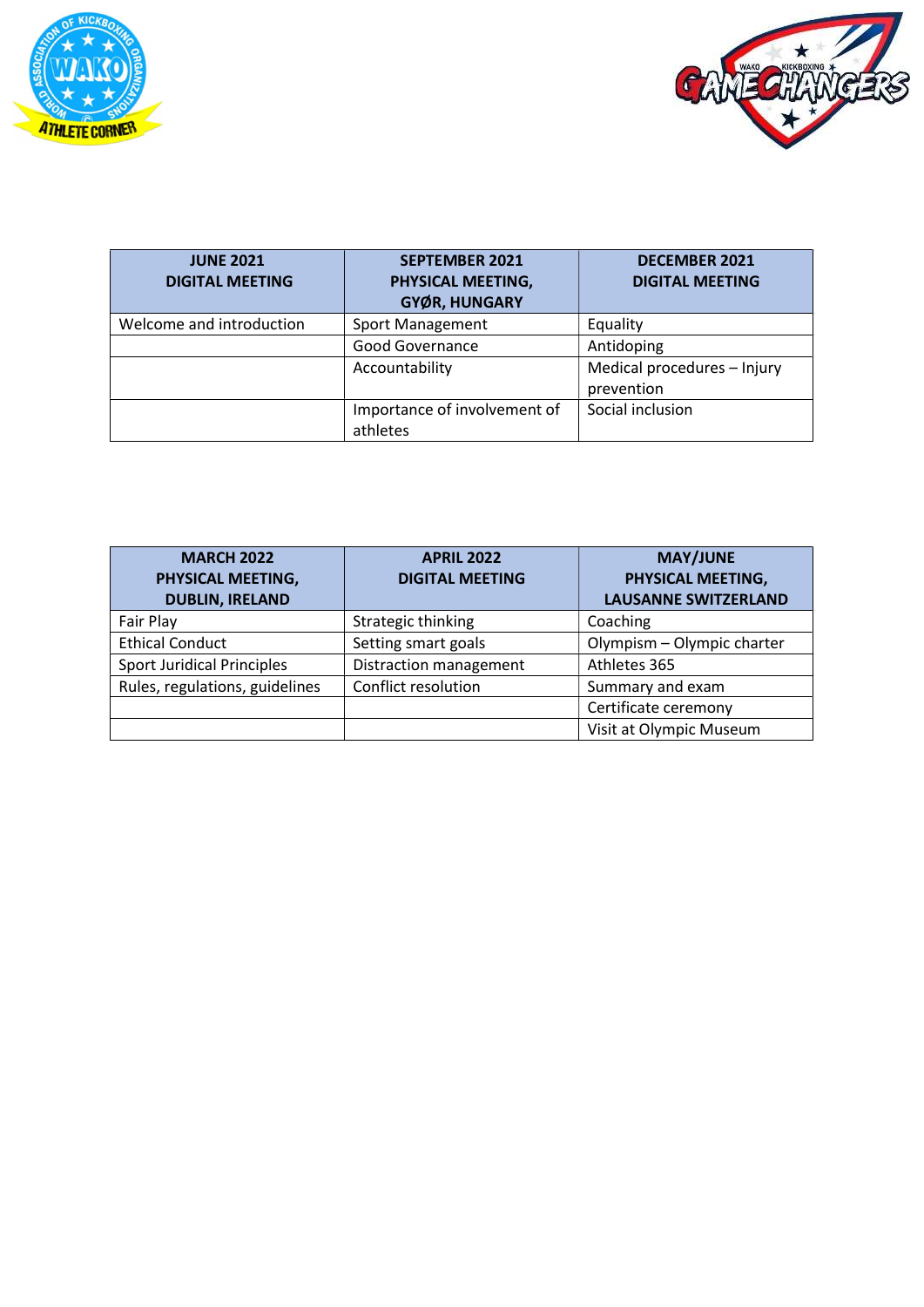| JUNE 2021<br>DIGITAL MEETING | SEPTEMBER 2021<br>PHYSICAL MEETING,<br>GYØR, HUNGARY | DECEMBER 2021<br>DIGITAL MEETING |
|---|---|---|
| Welcome and introduction | Sport Management | Equality |
| | Good Governance | Antidoping |
| | Accountability | Medical procedures – Injury prevention |
| | Importance of involvement of athletes | Social inclusion |

| MARCH 2022<br>PHYSICAL MEETING,<br>DUBLIN, IRELAND | APRIL 2022<br>DIGITAL MEETING | MAY/JUNE<br>PHYSICAL MEETING,<br>LAUSANNE SWITZERLAND |
|---|---|---|
| Fair Play | Strategic thinking | Coaching |
| Ethical Conduct | Setting smart goals | Olympism – Olympic charter |
| Sport Juridical Principles | Distraction management | Athletes 365 |
| Rules, regulations, guidelines | Conflict resolution | Summary and exam |
| | | Certificate ceremony |
| | | Visit at Olympic Museum |